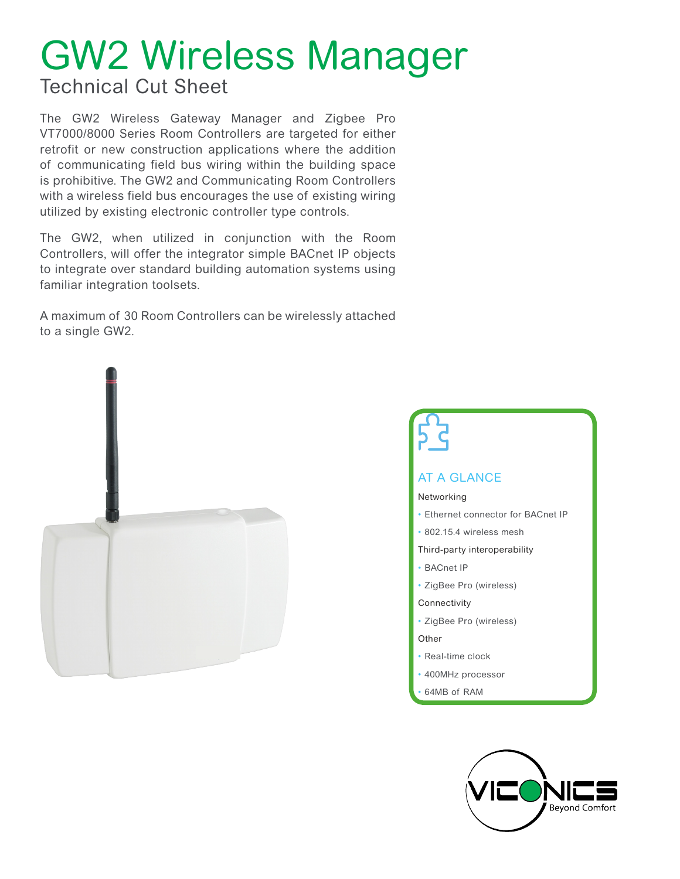# GW2 Wireless Manager

## Technical Cut Sheet

The GW2 Wireless Gateway Manager and Zigbee Pro VT7000/8000 Series Room Controllers are targeted for either retrofit or new construction applications where the addition of communicating field bus wiring within the building space is prohibitive. The GW2 and Communicating Room Controllers with a wireless field bus encourages the use of existing wiring utilized by existing electronic controller type controls.

The GW2, when utilized in conjunction with the Room Controllers, will offer the integrator simple BACnet IP objects to integrate over standard building automation systems using familiar integration toolsets.

A maximum of 30 Room Controllers can be wirelessly attached to a single GW2.

### AT A GLANCE

Networking

- Ethernet connector for BACnet IP
- 802.15.4 wireless mesh

Third-party interoperability

- BACnet IP
- ZigBee Pro (wireless)

Connectivity

- ZigBee Pro (wireless)

Other

- Real-time clock
- 400MHz processor
- 64MB of RAM

VICONICS Beyond Comfort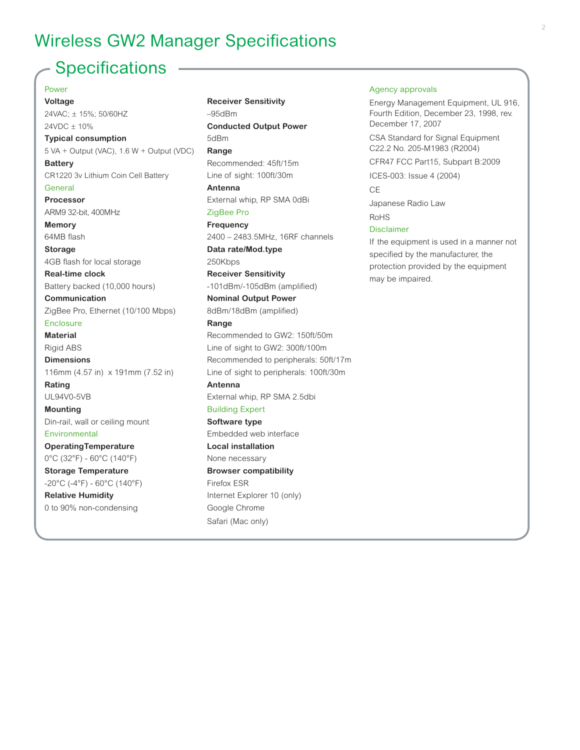# Wireless GW2 Manager Specifications

## Specifications

### Power

**Voltage**

24VAC; ± 15%; 50/60HZ

24VDC ± 10%

**Typical consumption**

5 VA + Output (VAC), 1.6 W + Output (VDC)

**Battery**

CR1220 3v Lithium Coin Cell Battery

### General

**Processor**

ARM9 32-bit, 400MHz

**Memory**

64MB flash

**Storage**

4GB flash for local storage

**Real-time clock**

Battery backed (10,000 hours)

**Communication**

ZigBee Pro, Ethernet (10/100 Mbps)

### Enclosure

**Material**

Rigid ABS

**Dimensions**

116mm (4.57 in) x 191mm (7.52 in)

**Rating**

UL94V0-5VB

**Mounting**

Din-rail, wall or ceiling mount

### Environmental

**OperatingTemperature**

0°C (32°F) - 60°C (140°F)

**Storage Temperature**

-20°C (-4°F) - 60°C (140°F)

**Relative Humidity**

0 to 90% non-condensing

**Receiver Sensitivity**

–95dBm

**Conducted Output Power**

5dBm

**Range**

Recommended: 45ft/15m

Line of sight: 100ft/30m

**Antenna**

External whip, RP SMA 0dBi

### ZigBee Pro

**Frequency**

2400 – 2483.5MHz, 16RF channels

**Data rate/Mod.type**

250Kbps

**Receiver Sensitivity**

-101dBm/-105dBm (amplified)

**Nominal Output Power**

8dBm/18dBm (amplified)

**Range**

Recommended to GW2: 150ft/50m

Line of sight to GW2: 300ft/100m

Recommended to peripherals: 50ft/17m

Line of sight to peripherals: 100ft/30m

**Antenna**

External whip, RP SMA 2.5dbi

### Building Expert

**Software type**

Embedded web interface

**Local installation**

None necessary

**Browser compatibility**

Firefox ESR

Internet Explorer 10 (only)

Google Chrome

Safari (Mac only)

### Agency approvals

Energy Management Equipment, UL 916, Fourth Edition, December 23, 1998, rev. December 17, 2007

CSA Standard for Signal Equipment C22.2 No. 205-M1983 (R2004)

CFR47 FCC Part15, Subpart B:2009

ICES-003: Issue 4 (2004)

CE

Japanese Radio Law

RoHS

### Disclaimer

If the equipment is used in a manner not specified by the manufacturer, the protection provided by the equipment may be impaired.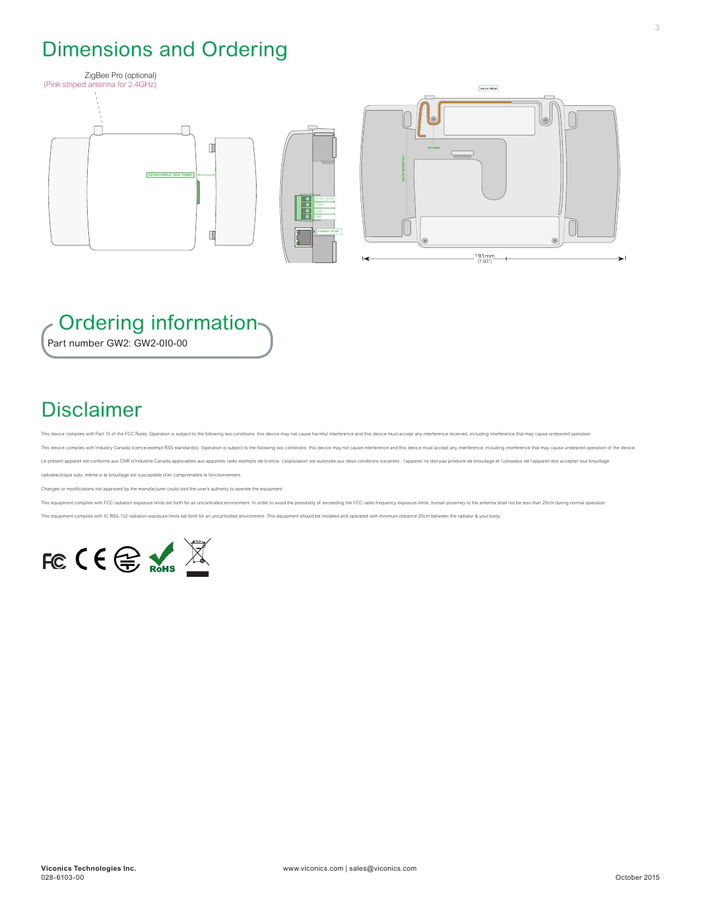# Dimensions and Ordering

ZigBee Pro (optional)
(Pink striped antenna for 2.4GHz)

DETACHABLE SIDE PANEL

ETHERNET 100 BIT

BACK VIEW

ANTENNA

191mm
(7.52")

## Ordering information

Part number GW2: GW2-0I0-00

# Disclaimer

This device complies with Part 15 of the FCC Rules. Operation is subject to the following two conditions: this device may not cause harmful interference and this device must accept any interference received, including interference that may cause undesired operation.

This device complies with Industry Canada licence-exempt RSS standard(s). Operation is subject to the following two conditions: this device may not cause interference and this device must accept any interference, including interference that may cause undesired operation of the device.

Le présent appareil est conforme aux CNR d'Industrie Canada applicables aux appareils radio exempts de licence. L'exploitation est autorisée aux deux conditions suivantes : l'appareil ne doit pas produire de brouillage et l'utilisateur de l'appareil doit accepter tout brouillage

radioélectrique subi, même si le brouillage est susceptible d'en compromettre le fonctionnement.

Changes or modifications not approved by the manufacturer could void the user's authority to operate the equipment.

This equipment complies with FCC radiation exposure limits set forth for an uncontrolled environment. In order to avoid the possibility of exceeding the FCC radio frequency exposure limits, human proximity to the antenna shall not be less than 20cm during normal operation.

This equipment complies with IC RSS-102 radiation exposure limits set forth for an uncontrolled environment. This equipment should be installed and operated with minimum distance 20cm between the radiator & your body.

**Viconics Technologies Inc.**
028-6103-00

www.viconics.com | sales@viconics.com

October 2015